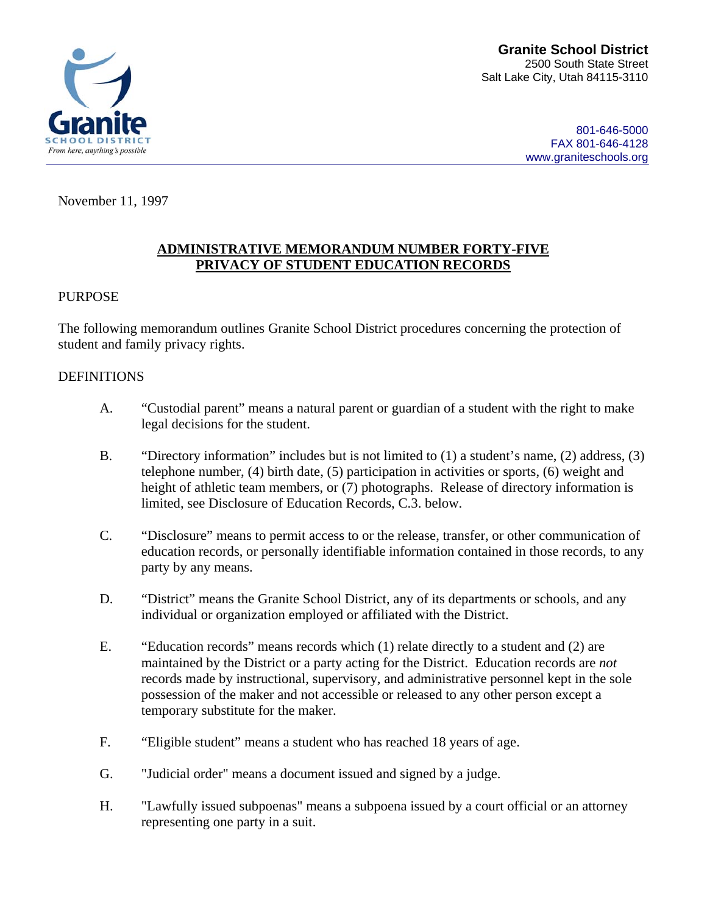Granite School District
2500 South State Street
Salt Lake City, Utah 84115-3110

801-646-5000
FAX 801-646-4128
www.graniteschools.org

November 11, 1997

## ADMINISTRATIVE MEMORANDUM NUMBER FORTY-FIVE
## PRIVACY OF STUDENT EDUCATION RECORDS

PURPOSE

The following memorandum outlines Granite School District procedures concerning the protection of student and family privacy rights.

DEFINITIONS

A. "Custodial parent" means a natural parent or guardian of a student with the right to make legal decisions for the student.

B. "Directory information" includes but is not limited to (1) a student's name, (2) address, (3) telephone number, (4) birth date, (5) participation in activities or sports, (6) weight and height of athletic team members, or (7) photographs. Release of directory information is limited, see Disclosure of Education Records, C.3. below.

C. "Disclosure" means to permit access to or the release, transfer, or other communication of education records, or personally identifiable information contained in those records, to any party by any means.

D. "District" means the Granite School District, any of its departments or schools, and any individual or organization employed or affiliated with the District.

E. "Education records" means records which (1) relate directly to a student and (2) are maintained by the District or a party acting for the District. Education records are *not* records made by instructional, supervisory, and administrative personnel kept in the sole possession of the maker and not accessible or released to any other person except a temporary substitute for the maker.

F. "Eligible student" means a student who has reached 18 years of age.

G. "Judicial order" means a document issued and signed by a judge.

H. "Lawfully issued subpoenas" means a subpoena issued by a court official or an attorney representing one party in a suit.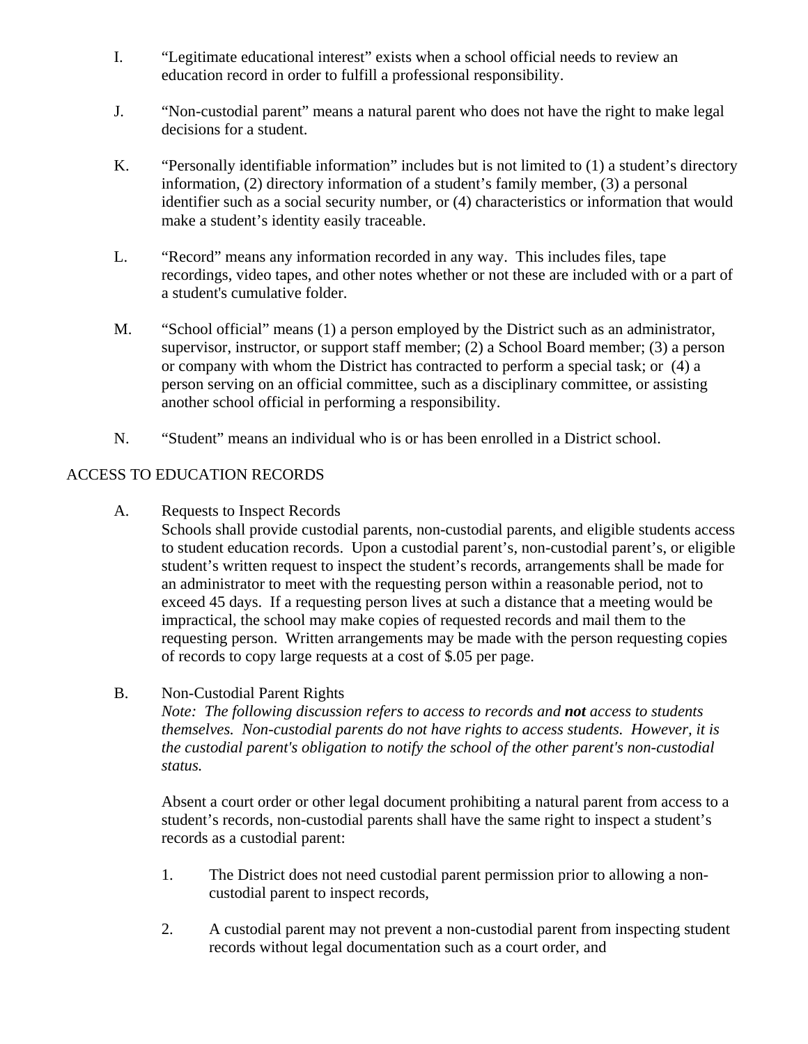I. "Legitimate educational interest" exists when a school official needs to review an education record in order to fulfill a professional responsibility.

J. "Non-custodial parent" means a natural parent who does not have the right to make legal decisions for a student.

K. "Personally identifiable information" includes but is not limited to (1) a student's directory information, (2) directory information of a student's family member, (3) a personal identifier such as a social security number, or (4) characteristics or information that would make a student's identity easily traceable.

L. "Record" means any information recorded in any way. This includes files, tape recordings, video tapes, and other notes whether or not these are included with or a part of a student's cumulative folder.

M. "School official" means (1) a person employed by the District such as an administrator, supervisor, instructor, or support staff member; (2) a School Board member; (3) a person or company with whom the District has contracted to perform a special task; or (4) a person serving on an official committee, such as a disciplinary committee, or assisting another school official in performing a responsibility.

N. "Student" means an individual who is or has been enrolled in a District school.

ACCESS TO EDUCATION RECORDS

A. Requests to Inspect Records
Schools shall provide custodial parents, non-custodial parents, and eligible students access to student education records. Upon a custodial parent's, non-custodial parent's, or eligible student's written request to inspect the student's records, arrangements shall be made for an administrator to meet with the requesting person within a reasonable period, not to exceed 45 days. If a requesting person lives at such a distance that a meeting would be impractical, the school may make copies of requested records and mail them to the requesting person. Written arrangements may be made with the person requesting copies of records to copy large requests at a cost of $.05 per page.

B. Non-Custodial Parent Rights
*Note: The following discussion refers to access to records and **not** access to students themselves. Non-custodial parents do not have rights to access students. However, it is the custodial parent's obligation to notify the school of the other parent's non-custodial status.*

Absent a court order or other legal document prohibiting a natural parent from access to a student's records, non-custodial parents shall have the same right to inspect a student's records as a custodial parent:

1. The District does not need custodial parent permission prior to allowing a non-custodial parent to inspect records,

2. A custodial parent may not prevent a non-custodial parent from inspecting student records without legal documentation such as a court order, and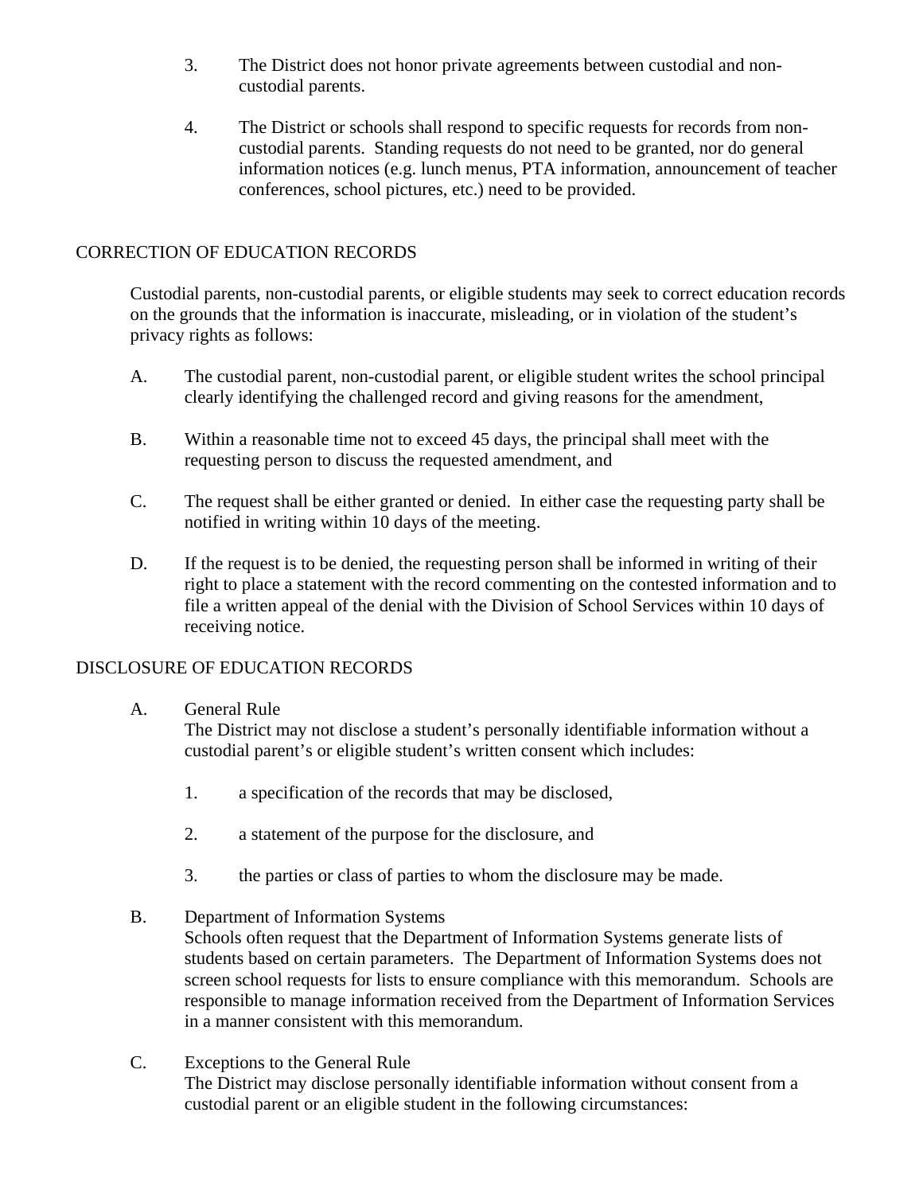3. The District does not honor private agreements between custodial and non-custodial parents.

4. The District or schools shall respond to specific requests for records from non-custodial parents. Standing requests do not need to be granted, nor do general information notices (e.g. lunch menus, PTA information, announcement of teacher conferences, school pictures, etc.) need to be provided.

## CORRECTION OF EDUCATION RECORDS

Custodial parents, non-custodial parents, or eligible students may seek to correct education records on the grounds that the information is inaccurate, misleading, or in violation of the student's privacy rights as follows:

A. The custodial parent, non-custodial parent, or eligible student writes the school principal clearly identifying the challenged record and giving reasons for the amendment,

B. Within a reasonable time not to exceed 45 days, the principal shall meet with the requesting person to discuss the requested amendment, and

C. The request shall be either granted or denied. In either case the requesting party shall be notified in writing within 10 days of the meeting.

D. If the request is to be denied, the requesting person shall be informed in writing of their right to place a statement with the record commenting on the contested information and to file a written appeal of the denial with the Division of School Services within 10 days of receiving notice.

## DISCLOSURE OF EDUCATION RECORDS

A. General Rule
The District may not disclose a student's personally identifiable information without a custodial parent's or eligible student's written consent which includes:

1. a specification of the records that may be disclosed,

2. a statement of the purpose for the disclosure, and

3. the parties or class of parties to whom the disclosure may be made.

B. Department of Information Systems
Schools often request that the Department of Information Systems generate lists of students based on certain parameters. The Department of Information Systems does not screen school requests for lists to ensure compliance with this memorandum. Schools are responsible to manage information received from the Department of Information Services in a manner consistent with this memorandum.

C. Exceptions to the General Rule
The District may disclose personally identifiable information without consent from a custodial parent or an eligible student in the following circumstances: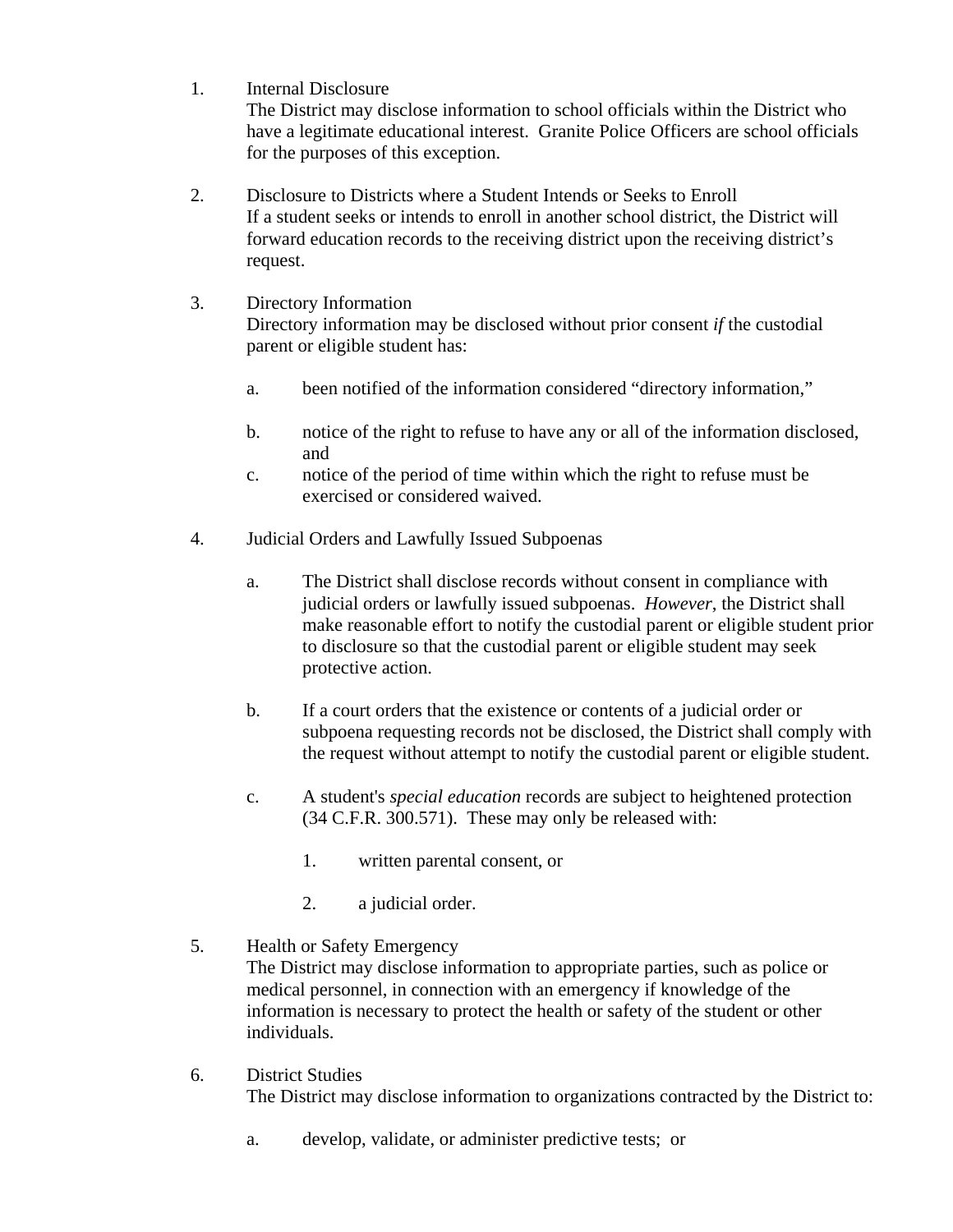1. Internal Disclosure
   The District may disclose information to school officials within the District who have a legitimate educational interest. Granite Police Officers are school officials for the purposes of this exception.

2. Disclosure to Districts where a Student Intends or Seeks to Enroll
   If a student seeks or intends to enroll in another school district, the District will forward education records to the receiving district upon the receiving district's request.

3. Directory Information
   Directory information may be disclosed without prior consent *if* the custodial parent or eligible student has:

   a. been notified of the information considered "directory information,"

   b. notice of the right to refuse to have any or all of the information disclosed, and

   c. notice of the period of time within which the right to refuse must be exercised or considered waived.

4. Judicial Orders and Lawfully Issued Subpoenas

   a. The District shall disclose records without consent in compliance with judicial orders or lawfully issued subpoenas. *However*, the District shall make reasonable effort to notify the custodial parent or eligible student prior to disclosure so that the custodial parent or eligible student may seek protective action.

   b. If a court orders that the existence or contents of a judicial order or subpoena requesting records not be disclosed, the District shall comply with the request without attempt to notify the custodial parent or eligible student.

   c. A student's *special education* records are subject to heightened protection (34 C.F.R. 300.571). These may only be released with:

      1. written parental consent, or

      2. a judicial order.

5. Health or Safety Emergency
   The District may disclose information to appropriate parties, such as police or medical personnel, in connection with an emergency if knowledge of the information is necessary to protect the health or safety of the student or other individuals.

6. District Studies
   The District may disclose information to organizations contracted by the District to:

   a. develop, validate, or administer predictive tests; or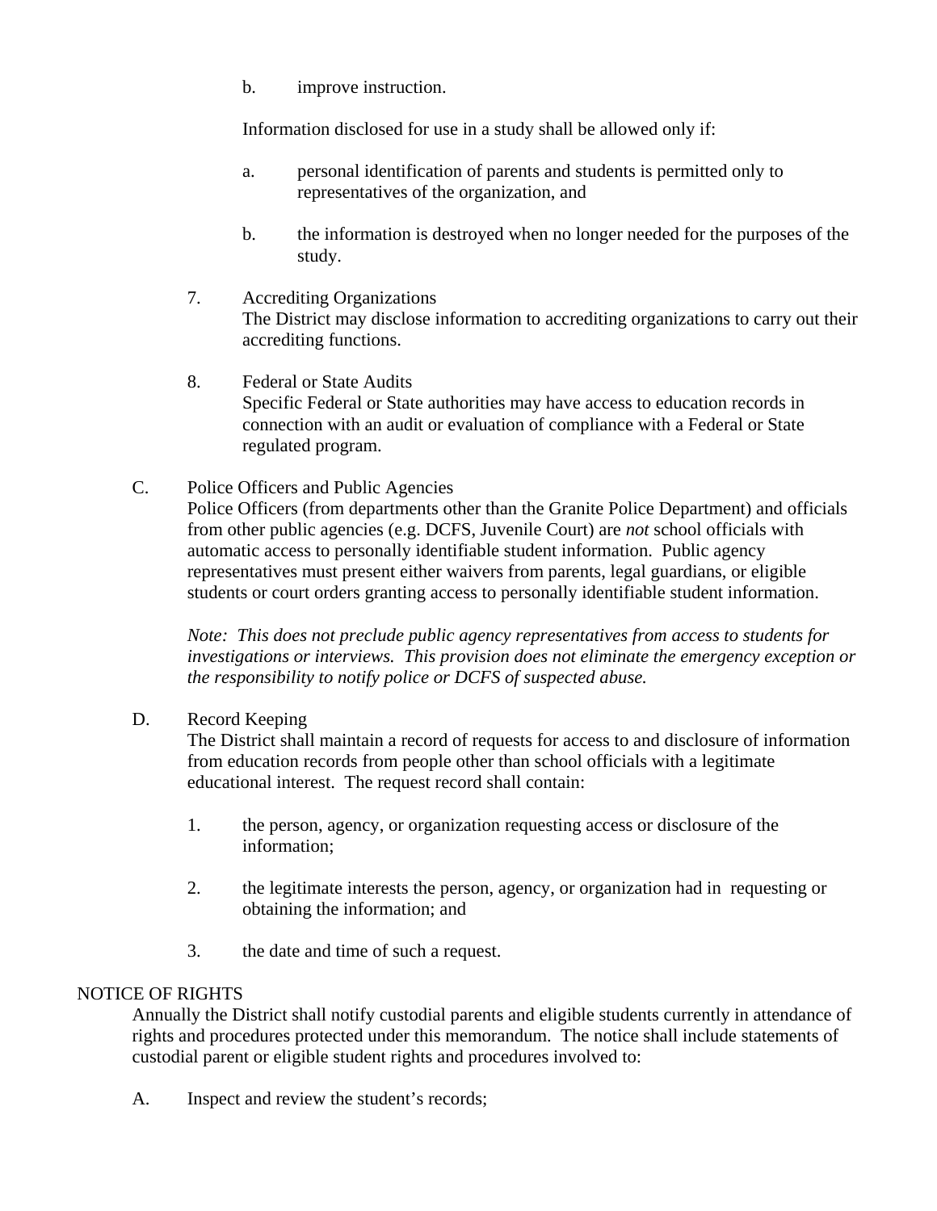b. improve instruction.

Information disclosed for use in a study shall be allowed only if:

a. personal identification of parents and students is permitted only to representatives of the organization, and

b. the information is destroyed when no longer needed for the purposes of the study.

7. Accrediting Organizations
The District may disclose information to accrediting organizations to carry out their accrediting functions.

8. Federal or State Audits
Specific Federal or State authorities may have access to education records in connection with an audit or evaluation of compliance with a Federal or State regulated program.

C. Police Officers and Public Agencies
Police Officers (from departments other than the Granite Police Department) and officials from other public agencies (e.g. DCFS, Juvenile Court) are *not* school officials with automatic access to personally identifiable student information. Public agency representatives must present either waivers from parents, legal guardians, or eligible students or court orders granting access to personally identifiable student information.

*Note: This does not preclude public agency representatives from access to students for investigations or interviews. This provision does not eliminate the emergency exception or the responsibility to notify police or DCFS of suspected abuse.*

D. Record Keeping
The District shall maintain a record of requests for access to and disclosure of information from education records from people other than school officials with a legitimate educational interest. The request record shall contain:

1. the person, agency, or organization requesting access or disclosure of the information;

2. the legitimate interests the person, agency, or organization had in requesting or obtaining the information; and

3. the date and time of such a request.

NOTICE OF RIGHTS

Annually the District shall notify custodial parents and eligible students currently in attendance of rights and procedures protected under this memorandum. The notice shall include statements of custodial parent or eligible student rights and procedures involved to:

A. Inspect and review the student's records;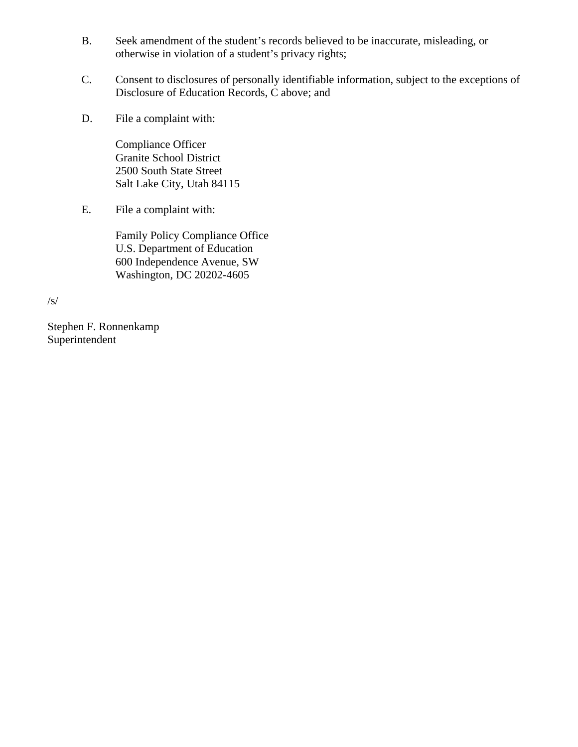B. Seek amendment of the student's records believed to be inaccurate, misleading, or otherwise in violation of a student's privacy rights;

C. Consent to disclosures of personally identifiable information, subject to the exceptions of Disclosure of Education Records, C above; and

D. File a complaint with:

   Compliance Officer
   Granite School District
   2500 South State Street
   Salt Lake City, Utah 84115

E. File a complaint with:

   Family Policy Compliance Office
   U.S. Department of Education
   600 Independence Avenue, SW
   Washington, DC 20202-4605

/s/

Stephen F. Ronnenkamp
Superintendent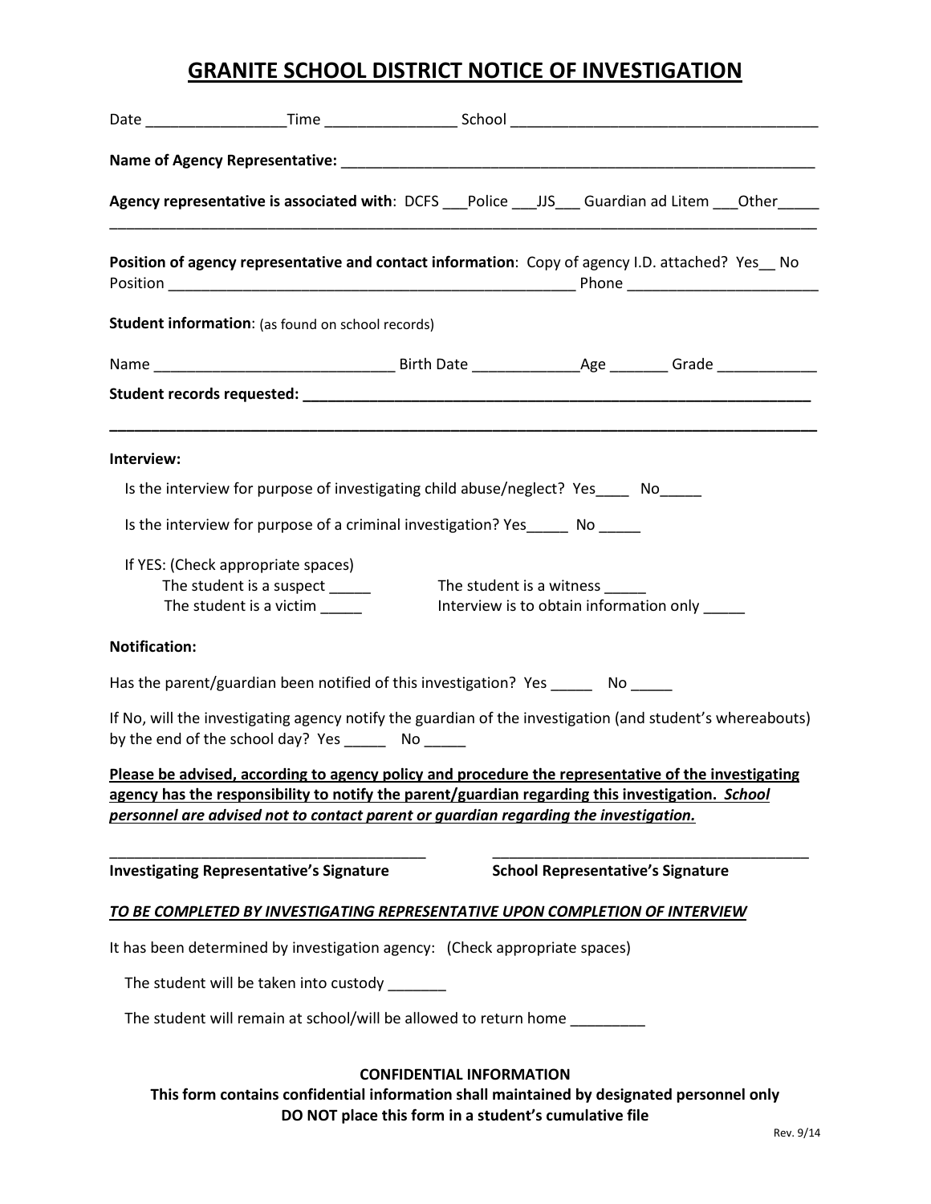# GRANITE SCHOOL DISTRICT NOTICE OF INVESTIGATION

Date _________________Time ________________ School _____________________________________

**Name of Agency Representative:** __________________________________________________________

**Agency representative is associated with**: DCFS ___Police ___JJS___ Guardian ad Litem ___Other_____

_____________________________________________________________________________________

**Position of agency representative and contact information**: Copy of agency I.D. attached? Yes__ No

Position _________________________________________________ Phone _______________________

**Student information**: (as found on school records)

Name _____________________________ Birth Date _____________Age _______ Grade ____________

**Student records requested: ______________________________________________________________**

**_____________________________________________________________________________________**

**Interview:**

Is the interview for purpose of investigating child abuse/neglect? Yes____ No_____

Is the interview for purpose of a criminal investigation? Yes_____ No _____

If YES: (Check appropriate spaces)

The student is a suspect _____ The student is a witness _____

The student is a victim _____ Interview is to obtain information only _____

**Notification:**

Has the parent/guardian been notified of this investigation? Yes _____ No _____

If No, will the investigating agency notify the guardian of the investigation (and student's whereabouts) by the end of the school day? Yes _____ No _____

**<u>Please be advised, according to agency policy and procedure the representative of the investigating agency has the responsibility to notify the parent/guardian regarding this investigation. *School personnel are advised not to contact parent or guardian regarding the investigation.*</u>**

_______________________________________ _______________________________________

**Investigating Representative's Signature** **School Representative's Signature**

***<u>TO BE COMPLETED BY INVESTIGATING REPRESENTATIVE UPON COMPLETION OF INTERVIEW</u>***

It has been determined by investigation agency: (Check appropriate spaces)

The student will be taken into custody _______

The student will remain at school/will be allowed to return home _________

**CONFIDENTIAL INFORMATION**

**This form contains confidential information shall maintained by designated personnel only**

**DO NOT place this form in a student's cumulative file**

Rev. 9/14